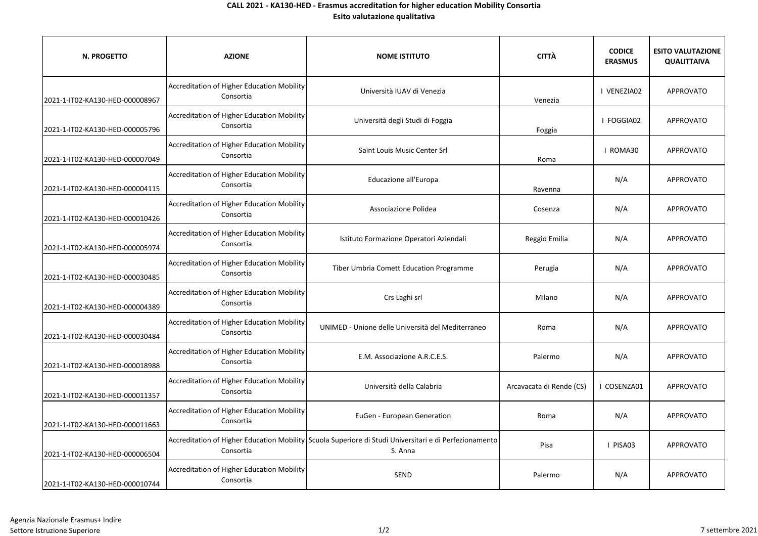**CALL 2021 - KA130-HED - Erasmus accreditation for higher education Mobility Consortia**

**Esito valutazione qualitativa**

| N. PROGETTO | AZIONE | NOME ISTITUTO | CITTÀ | CODICE ERASMUS | ESITO VALUTAZIONE QUALITTAIVA |
|---|---|---|---|---|---|
| 2021-1-IT02-KA130-HED-000008967 | Accreditation of Higher Education Mobility Consortia | Università IUAV di Venezia | Venezia | I VENEZIA02 | APPROVATO |
| 2021-1-IT02-KA130-HED-000005796 | Accreditation of Higher Education Mobility Consortia | Università degli Studi di Foggia | Foggia | I FOGGIA02 | APPROVATO |
| 2021-1-IT02-KA130-HED-000007049 | Accreditation of Higher Education Mobility Consortia | Saint Louis Music Center Srl | Roma | I ROMA30 | APPROVATO |
| 2021-1-IT02-KA130-HED-000004115 | Accreditation of Higher Education Mobility Consortia | Educazione all'Europa | Ravenna | N/A | APPROVATO |
| 2021-1-IT02-KA130-HED-000010426 | Accreditation of Higher Education Mobility Consortia | Associazione Polidea | Cosenza | N/A | APPROVATO |
| 2021-1-IT02-KA130-HED-000005974 | Accreditation of Higher Education Mobility Consortia | Istituto Formazione Operatori Aziendali | Reggio Emilia | N/A | APPROVATO |
| 2021-1-IT02-KA130-HED-000030485 | Accreditation of Higher Education Mobility Consortia | Tiber Umbria Comett Education Programme | Perugia | N/A | APPROVATO |
| 2021-1-IT02-KA130-HED-000004389 | Accreditation of Higher Education Mobility Consortia | Crs Laghi srl | Milano | N/A | APPROVATO |
| 2021-1-IT02-KA130-HED-000030484 | Accreditation of Higher Education Mobility Consortia | UNIMED - Unione delle Università del Mediterraneo | Roma | N/A | APPROVATO |
| 2021-1-IT02-KA130-HED-000018988 | Accreditation of Higher Education Mobility Consortia | E.M. Associazione A.R.C.E.S. | Palermo | N/A | APPROVATO |
| 2021-1-IT02-KA130-HED-000011357 | Accreditation of Higher Education Mobility Consortia | Università della Calabria | Arcavacata di Rende (CS) | I COSENZA01 | APPROVATO |
| 2021-1-IT02-KA130-HED-000011663 | Accreditation of Higher Education Mobility Consortia | EuGen - European Generation | Roma | N/A | APPROVATO |
| 2021-1-IT02-KA130-HED-000006504 | Accreditation of Higher Education Mobility Consortia | Scuola Superiore di Studi Universitari e di Perfezionamento S. Anna | Pisa | I PISA03 | APPROVATO |
| 2021-1-IT02-KA130-HED-000010744 | Accreditation of Higher Education Mobility Consortia | SEND | Palermo | N/A | APPROVATO |

Agenzia Nazionale Erasmus+ Indire
Settore Istruzione Superiore

7 settembre 2021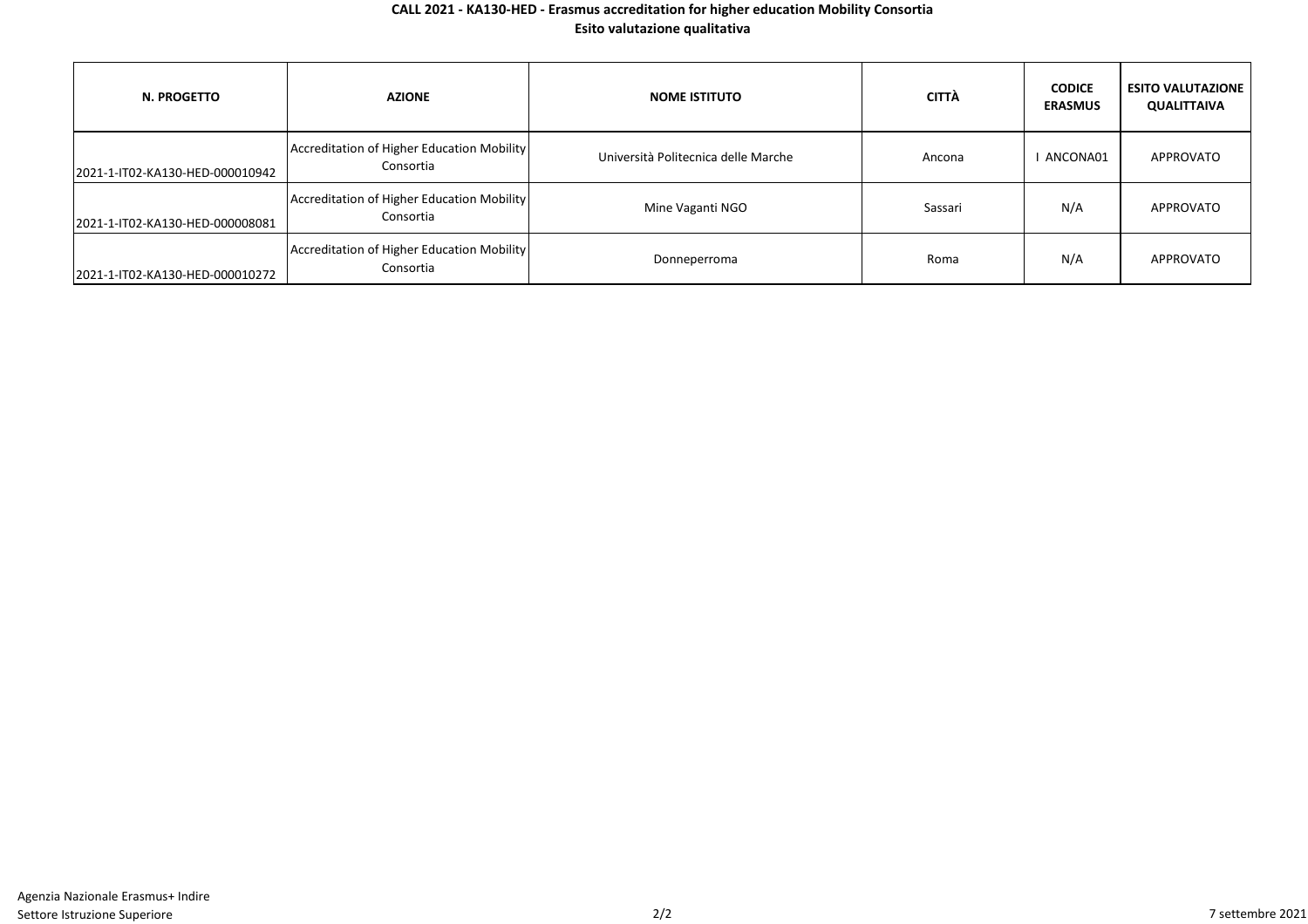**CALL 2021 - KA130-HED - Erasmus accreditation for higher education Mobility Consortia**
**Esito valutazione qualitativa**

| N. PROGETTO | AZIONE | NOME ISTITUTO | CITTÀ | CODICE ERASMUS | ESITO VALUTAZIONE QUALITTAIVA |
|---|---|---|---|---|---|
| 2021-1-IT02-KA130-HED-000010942 | Accreditation of Higher Education Mobility Consortia | Università Politecnica delle Marche | Ancona | I ANCONA01 | APPROVATO |
| 2021-1-IT02-KA130-HED-000008081 | Accreditation of Higher Education Mobility Consortia | Mine Vaganti NGO | Sassari | N/A | APPROVATO |
| 2021-1-IT02-KA130-HED-000010272 | Accreditation of Higher Education Mobility Consortia | Donneperroma | Roma | N/A | APPROVATO |

Agenzia Nazionale Erasmus+ Indire
Settore Istruzione Superiore

7 settembre 2021